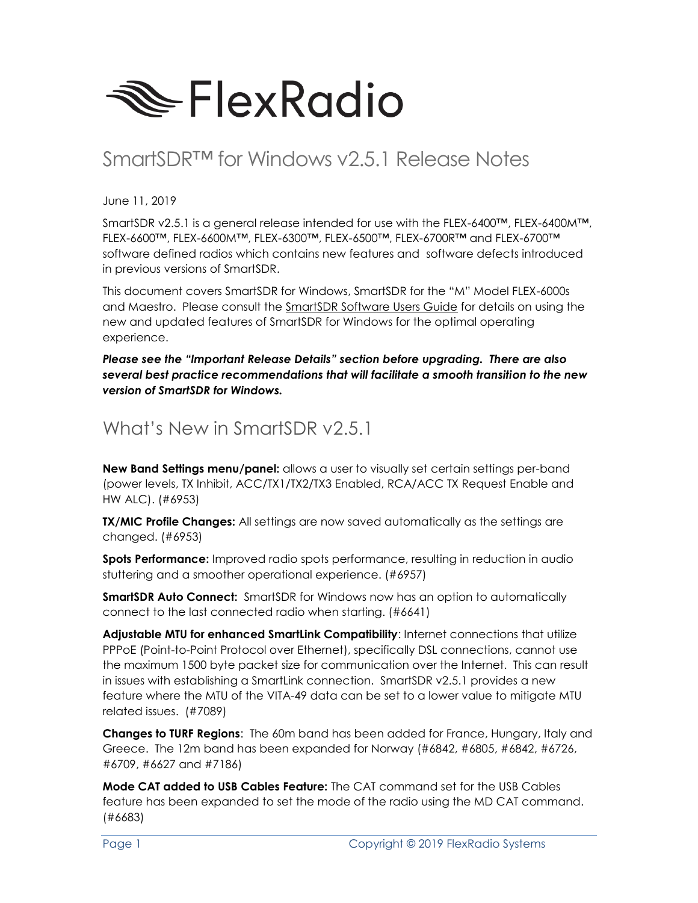# FlexRadio

## SmartSDR™ for Windows v2.5.1 Release Notes

June 11, 2019

SmartSDR v2.5.1 is a general release intended for use with the FLEX-6400™, FLEX-6400M™, FLEX-6600™, FLEX-6600M™, FLEX-6300™, FLEX-6500™, FLEX-6700R™ and FLEX-6700™ software defined radios which contains new features and software defects introduced in previous versions of SmartSDR.

This document covers SmartSDR for Windows, SmartSDR for the "M" Model FLEX-6000s and Maestro. Please consult the SmartSDR Software Users Guide for details on using the new and updated features of SmartSDR for Windows for the optimal operating experience.

***Please see the "Important Release Details" section before upgrading. There are also several best practice recommendations that will facilitate a smooth transition to the new version of SmartSDR for Windows.***

## What's New in SmartSDR v2.5.1

**New Band Settings menu/panel:** allows a user to visually set certain settings per-band (power levels, TX Inhibit, ACC/TX1/TX2/TX3 Enabled, RCA/ACC TX Request Enable and HW ALC). (#6953)

**TX/MIC Profile Changes:** All settings are now saved automatically as the settings are changed. (#6953)

**Spots Performance:** Improved radio spots performance, resulting in reduction in audio stuttering and a smoother operational experience. (#6957)

**SmartSDR Auto Connect:** SmartSDR for Windows now has an option to automatically connect to the last connected radio when starting. (#6641)

**Adjustable MTU for enhanced SmartLink Compatibility**: Internet connections that utilize PPPoE (Point-to-Point Protocol over Ethernet), specifically DSL connections, cannot use the maximum 1500 byte packet size for communication over the Internet. This can result in issues with establishing a SmartLink connection. SmartSDR v2.5.1 provides a new feature where the MTU of the VITA-49 data can be set to a lower value to mitigate MTU related issues. (#7089)

**Changes to TURF Regions**: The 60m band has been added for France, Hungary, Italy and Greece. The 12m band has been expanded for Norway (#6842, #6805, #6842, #6726, #6709, #6627 and #7186)

**Mode CAT added to USB Cables Feature:** The CAT command set for the USB Cables feature has been expanded to set the mode of the radio using the MD CAT command. (#6683)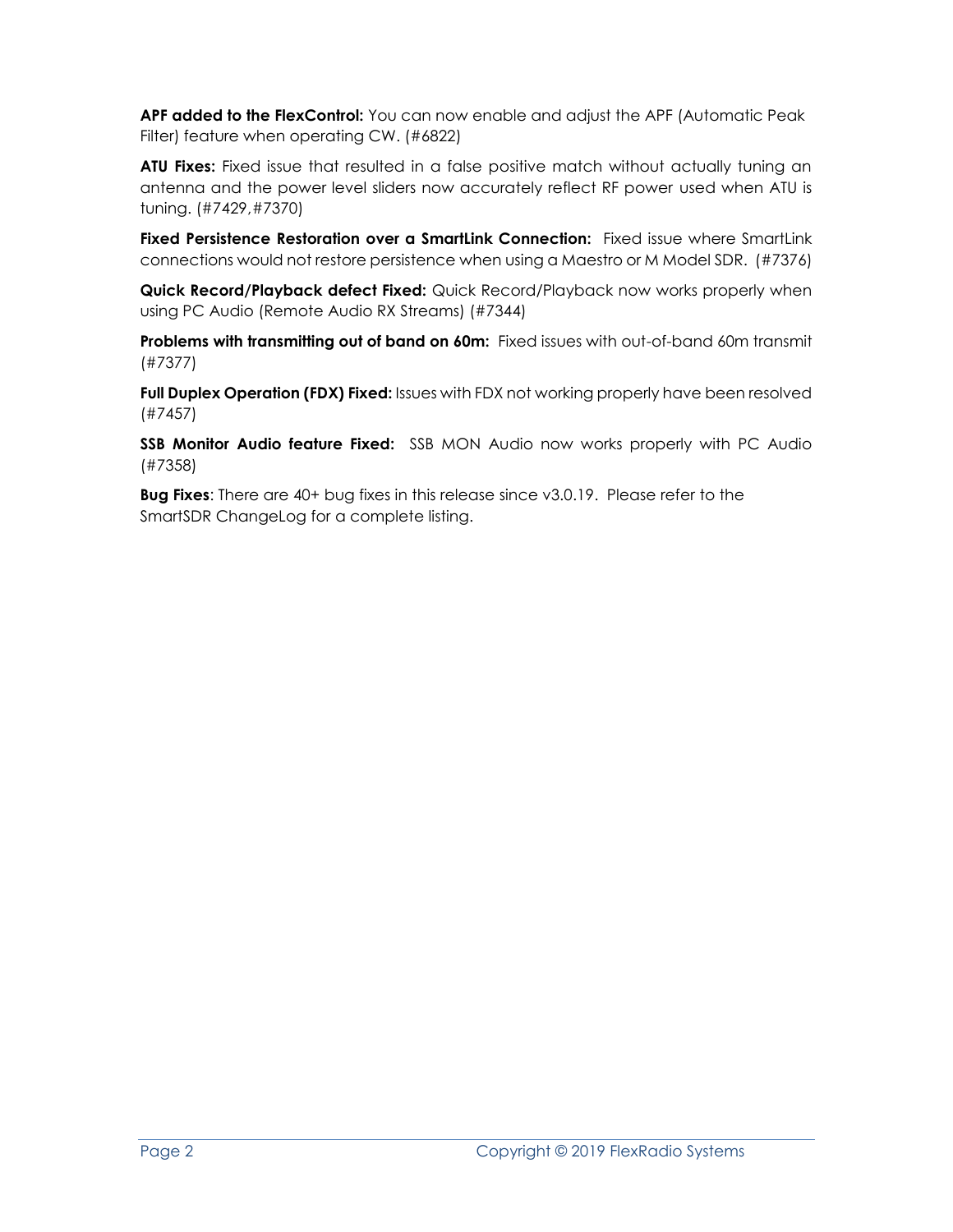**APF added to the FlexControl:** You can now enable and adjust the APF (Automatic Peak Filter) feature when operating CW. (#6822)

**ATU Fixes:** Fixed issue that resulted in a false positive match without actually tuning an antenna and the power level sliders now accurately reflect RF power used when ATU is tuning. (#7429,#7370)

**Fixed Persistence Restoration over a SmartLink Connection:** Fixed issue where SmartLink connections would not restore persistence when using a Maestro or M Model SDR. (#7376)

**Quick Record/Playback defect Fixed:** Quick Record/Playback now works properly when using PC Audio (Remote Audio RX Streams) (#7344)

**Problems with transmitting out of band on 60m:** Fixed issues with out-of-band 60m transmit (#7377)

**Full Duplex Operation (FDX) Fixed:** Issues with FDX not working properly have been resolved (#7457)

**SSB Monitor Audio feature Fixed:** SSB MON Audio now works properly with PC Audio (#7358)

**Bug Fixes**: There are 40+ bug fixes in this release since v3.0.19. Please refer to the SmartSDR ChangeLog for a complete listing.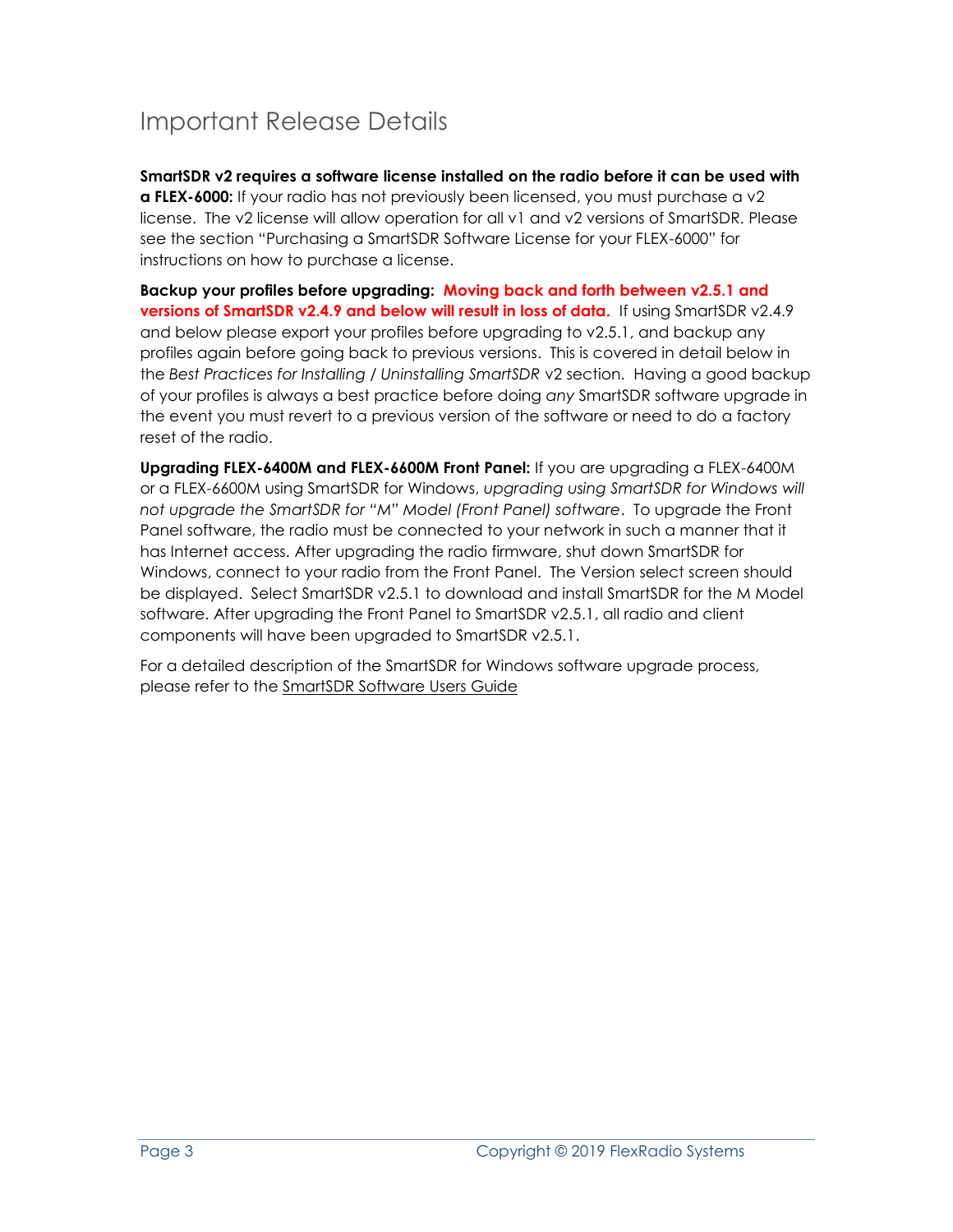# Important Release Details

**SmartSDR v2 requires a software license installed on the radio before it can be used with a FLEX-6000:** If your radio has not previously been licensed, you must purchase a v2 license. The v2 license will allow operation for all v1 and v2 versions of SmartSDR. Please see the section "Purchasing a SmartSDR Software License for your FLEX-6000" for instructions on how to purchase a license.

**Backup your profiles before upgrading:** **Moving back and forth between v2.5.1 and versions of SmartSDR v2.4.9 and below will result in loss of data.** If using SmartSDR v2.4.9 and below please export your profiles before upgrading to v2.5.1, and backup any profiles again before going back to previous versions. This is covered in detail below in the *Best Practices for Installing / Uninstalling SmartSDR* v2 section. Having a good backup of your profiles is always a best practice before doing *any* SmartSDR software upgrade in the event you must revert to a previous version of the software or need to do a factory reset of the radio.

**Upgrading FLEX-6400M and FLEX-6600M Front Panel:** If you are upgrading a FLEX-6400M or a FLEX-6600M using SmartSDR for Windows, *upgrading using SmartSDR for Windows will not upgrade the SmartSDR for "M" Model (Front Panel) software*. To upgrade the Front Panel software, the radio must be connected to your network in such a manner that it has Internet access. After upgrading the radio firmware, shut down SmartSDR for Windows, connect to your radio from the Front Panel. The Version select screen should be displayed. Select SmartSDR v2.5.1 to download and install SmartSDR for the M Model software. After upgrading the Front Panel to SmartSDR v2.5.1, all radio and client components will have been upgraded to SmartSDR v2.5.1.

For a detailed description of the SmartSDR for Windows software upgrade process, please refer to the SmartSDR Software Users Guide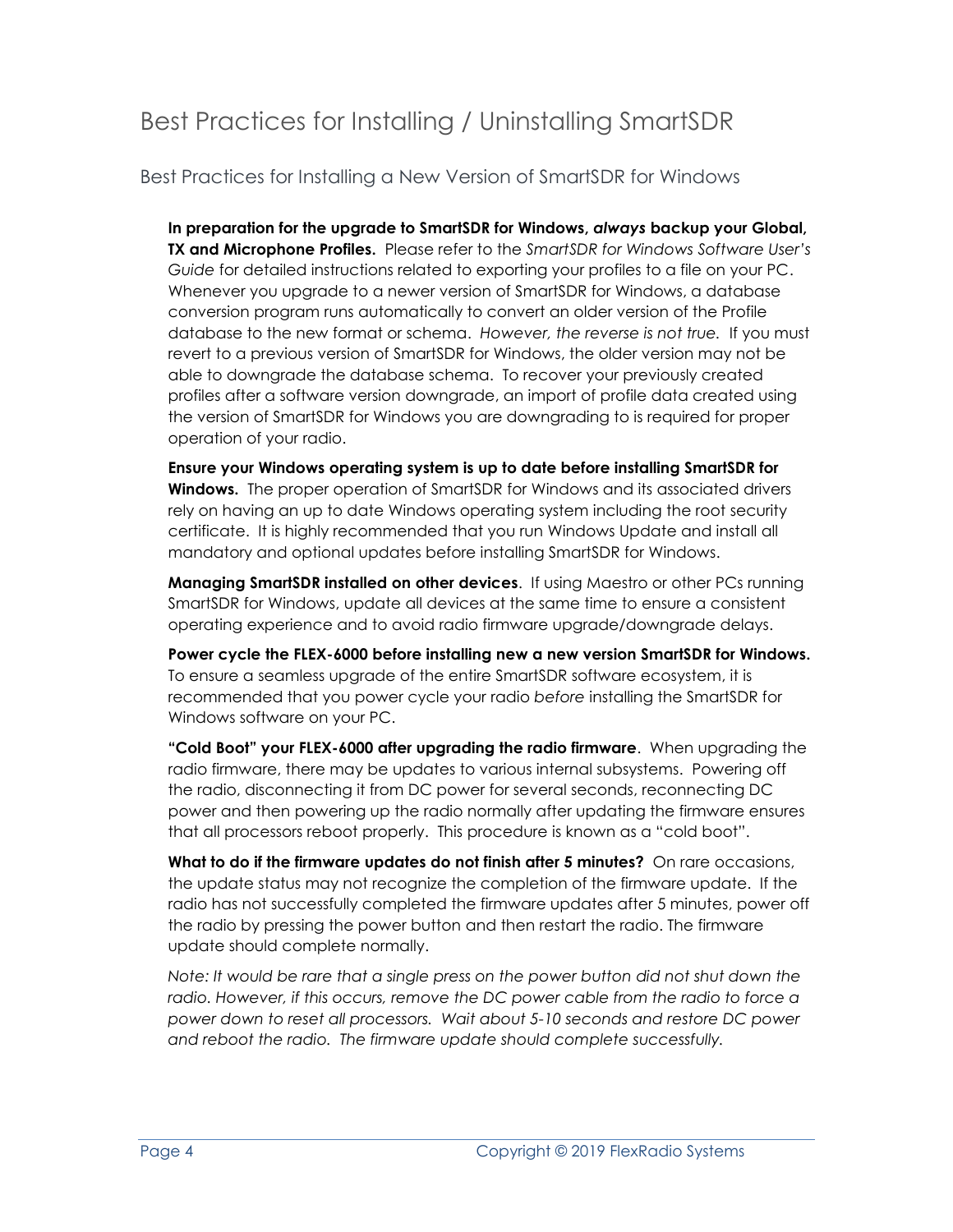# Best Practices for Installing / Uninstalling SmartSDR

## Best Practices for Installing a New Version of SmartSDR for Windows

**In preparation for the upgrade to SmartSDR for Windows, *always* backup your Global, TX and Microphone Profiles.** Please refer to the *SmartSDR for Windows Software User's Guide* for detailed instructions related to exporting your profiles to a file on your PC. Whenever you upgrade to a newer version of SmartSDR for Windows, a database conversion program runs automatically to convert an older version of the Profile database to the new format or schema. *However, the reverse is not true.* If you must revert to a previous version of SmartSDR for Windows, the older version may not be able to downgrade the database schema. To recover your previously created profiles after a software version downgrade, an import of profile data created using the version of SmartSDR for Windows you are downgrading to is required for proper operation of your radio.

**Ensure your Windows operating system is up to date before installing SmartSDR for Windows.** The proper operation of SmartSDR for Windows and its associated drivers rely on having an up to date Windows operating system including the root security certificate. It is highly recommended that you run Windows Update and install all mandatory and optional updates before installing SmartSDR for Windows.

**Managing SmartSDR installed on other devices**. If using Maestro or other PCs running SmartSDR for Windows, update all devices at the same time to ensure a consistent operating experience and to avoid radio firmware upgrade/downgrade delays.

**Power cycle the FLEX-6000 before installing new a new version SmartSDR for Windows.** To ensure a seamless upgrade of the entire SmartSDR software ecosystem, it is recommended that you power cycle your radio *before* installing the SmartSDR for Windows software on your PC.

**"Cold Boot" your FLEX-6000 after upgrading the radio firmware**. When upgrading the radio firmware, there may be updates to various internal subsystems. Powering off the radio, disconnecting it from DC power for several seconds, reconnecting DC power and then powering up the radio normally after updating the firmware ensures that all processors reboot properly. This procedure is known as a "cold boot".

**What to do if the firmware updates do not finish after 5 minutes?** On rare occasions, the update status may not recognize the completion of the firmware update. If the radio has not successfully completed the firmware updates after 5 minutes, power off the radio by pressing the power button and then restart the radio. The firmware update should complete normally.

*Note: It would be rare that a single press on the power button did not shut down the radio. However, if this occurs, remove the DC power cable from the radio to force a power down to reset all processors. Wait about 5-10 seconds and restore DC power and reboot the radio. The firmware update should complete successfully.*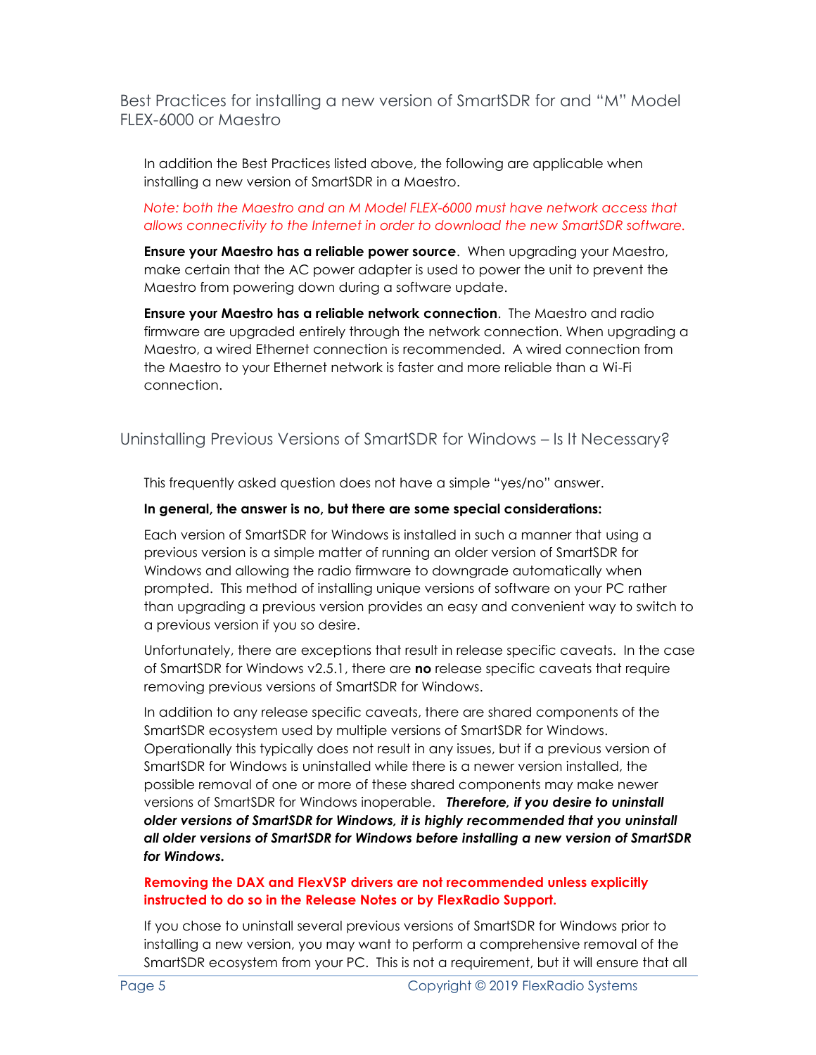## Best Practices for installing a new version of SmartSDR for and "M" Model FLEX-6000 or Maestro

In addition the Best Practices listed above, the following are applicable when installing a new version of SmartSDR in a Maestro.

*Note: both the Maestro and an M Model FLEX-6000 must have network access that allows connectivity to the Internet in order to download the new SmartSDR software.*

**Ensure your Maestro has a reliable power source**. When upgrading your Maestro, make certain that the AC power adapter is used to power the unit to prevent the Maestro from powering down during a software update.

**Ensure your Maestro has a reliable network connection**. The Maestro and radio firmware are upgraded entirely through the network connection. When upgrading a Maestro, a wired Ethernet connection is recommended. A wired connection from the Maestro to your Ethernet network is faster and more reliable than a Wi-Fi connection.

## Uninstalling Previous Versions of SmartSDR for Windows – Is It Necessary?

This frequently asked question does not have a simple "yes/no" answer.

**In general, the answer is no, but there are some special considerations:**

Each version of SmartSDR for Windows is installed in such a manner that using a previous version is a simple matter of running an older version of SmartSDR for Windows and allowing the radio firmware to downgrade automatically when prompted. This method of installing unique versions of software on your PC rather than upgrading a previous version provides an easy and convenient way to switch to a previous version if you so desire.

Unfortunately, there are exceptions that result in release specific caveats. In the case of SmartSDR for Windows v2.5.1, there are **no** release specific caveats that require removing previous versions of SmartSDR for Windows.

In addition to any release specific caveats, there are shared components of the SmartSDR ecosystem used by multiple versions of SmartSDR for Windows. Operationally this typically does not result in any issues, but if a previous version of SmartSDR for Windows is uninstalled while there is a newer version installed, the possible removal of one or more of these shared components may make newer versions of SmartSDR for Windows inoperable. ***Therefore, if you desire to uninstall older versions of SmartSDR for Windows, it is highly recommended that you uninstall all older versions of SmartSDR for Windows before installing a new version of SmartSDR for Windows.***

**Removing the DAX and FlexVSP drivers are not recommended unless explicitly instructed to do so in the Release Notes or by FlexRadio Support.**

If you chose to uninstall several previous versions of SmartSDR for Windows prior to installing a new version, you may want to perform a comprehensive removal of the SmartSDR ecosystem from your PC. This is not a requirement, but it will ensure that all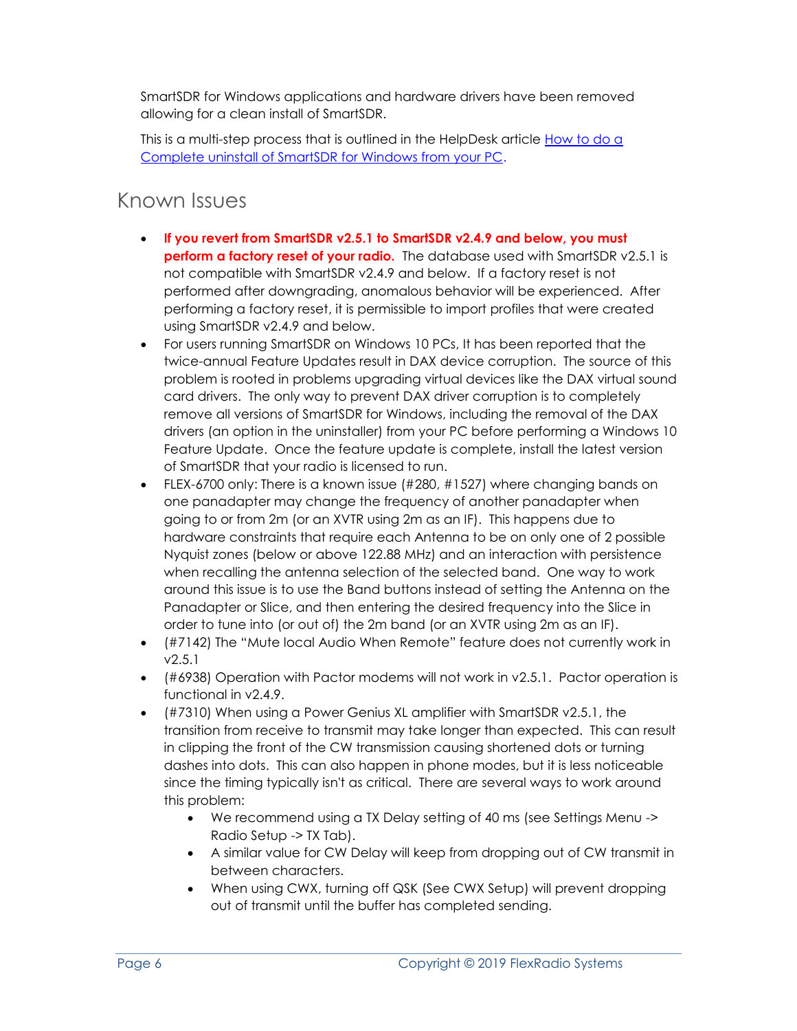SmartSDR for Windows applications and hardware drivers have been removed allowing for a clean install of SmartSDR.

This is a multi-step process that is outlined in the HelpDesk article [How to do a Complete uninstall of SmartSDR for Windows from your PC](#).

## Known Issues

- **If you revert from SmartSDR v2.5.1 to SmartSDR v2.4.9 and below, you must perform a factory reset of your radio.** The database used with SmartSDR v2.5.1 is not compatible with SmartSDR v2.4.9 and below. If a factory reset is not performed after downgrading, anomalous behavior will be experienced. After performing a factory reset, it is permissible to import profiles that were created using SmartSDR v2.4.9 and below.
- For users running SmartSDR on Windows 10 PCs, It has been reported that the twice-annual Feature Updates result in DAX device corruption. The source of this problem is rooted in problems upgrading virtual devices like the DAX virtual sound card drivers. The only way to prevent DAX driver corruption is to completely remove all versions of SmartSDR for Windows, including the removal of the DAX drivers (an option in the uninstaller) from your PC before performing a Windows 10 Feature Update. Once the feature update is complete, install the latest version of SmartSDR that your radio is licensed to run.
- FLEX-6700 only: There is a known issue (#280, #1527) where changing bands on one panadapter may change the frequency of another panadapter when going to or from 2m (or an XVTR using 2m as an IF). This happens due to hardware constraints that require each Antenna to be on only one of 2 possible Nyquist zones (below or above 122.88 MHz) and an interaction with persistence when recalling the antenna selection of the selected band. One way to work around this issue is to use the Band buttons instead of setting the Antenna on the Panadapter or Slice, and then entering the desired frequency into the Slice in order to tune into (or out of) the 2m band (or an XVTR using 2m as an IF).
- (#7142) The "Mute local Audio When Remote" feature does not currently work in v2.5.1
- (#6938) Operation with Pactor modems will not work in v2.5.1. Pactor operation is functional in v2.4.9.
- (#7310) When using a Power Genius XL amplifier with SmartSDR v2.5.1, the transition from receive to transmit may take longer than expected. This can result in clipping the front of the CW transmission causing shortened dots or turning dashes into dots. This can also happen in phone modes, but it is less noticeable since the timing typically isn't as critical. There are several ways to work around this problem:
  - We recommend using a TX Delay setting of 40 ms (see Settings Menu -> Radio Setup -> TX Tab).
  - A similar value for CW Delay will keep from dropping out of CW transmit in between characters.
  - When using CWX, turning off QSK (See CWX Setup) will prevent dropping out of transmit until the buffer has completed sending.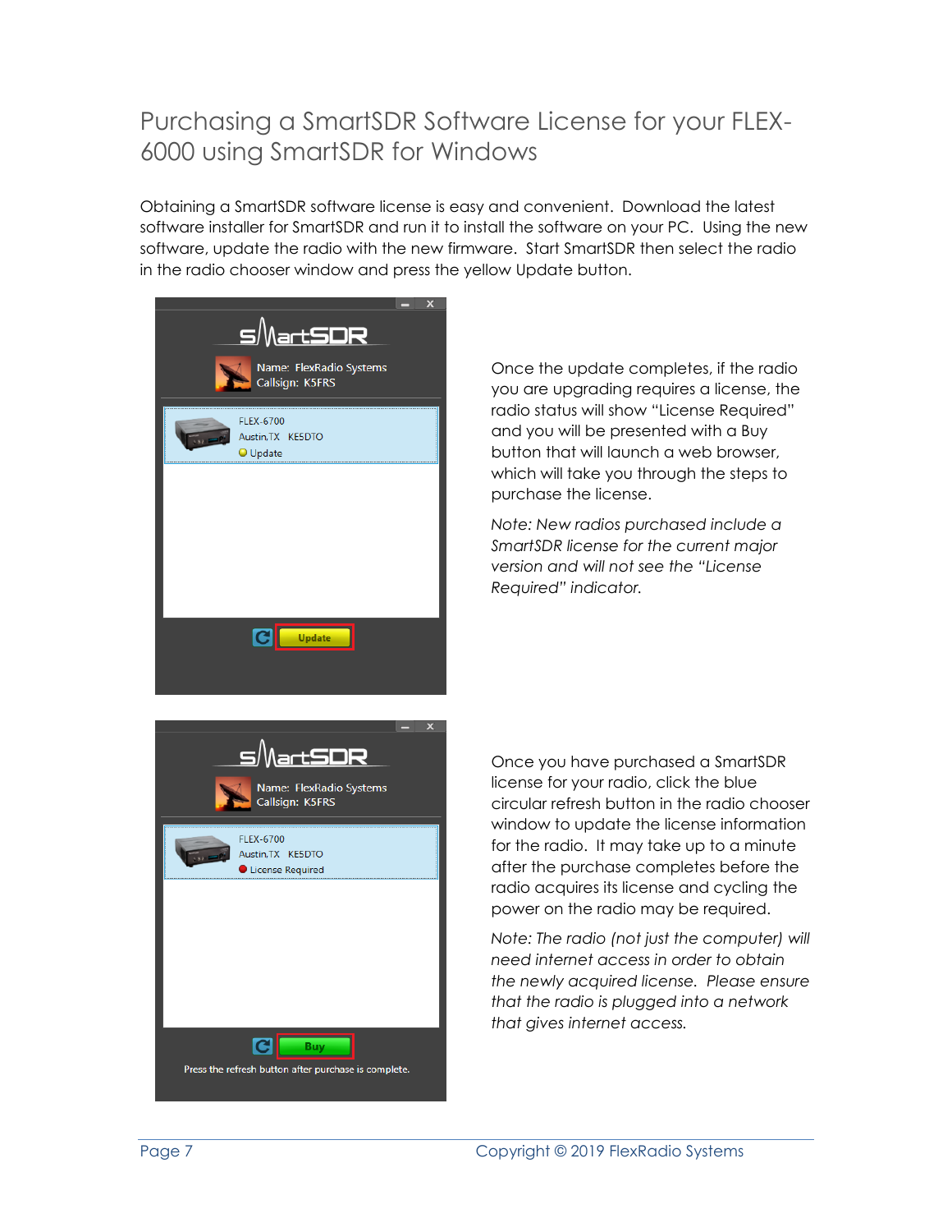# Purchasing a SmartSDR Software License for your FLEX-6000 using SmartSDR for Windows

Obtaining a SmartSDR software license is easy and convenient. Download the latest software installer for SmartSDR and run it to install the software on your PC. Using the new software, update the radio with the new firmware. Start SmartSDR then select the radio in the radio chooser window and press the yellow Update button.

Once the update completes, if the radio you are upgrading requires a license, the radio status will show "License Required" and you will be presented with a Buy button that will launch a web browser, which will take you through the steps to purchase the license.

*Note: New radios purchased include a SmartSDR license for the current major version and will not see the "License Required" indicator.*

Once you have purchased a SmartSDR license for your radio, click the blue circular refresh button in the radio chooser window to update the license information for the radio. It may take up to a minute after the purchase completes before the radio acquires its license and cycling the power on the radio may be required.

*Note: The radio (not just the computer) will need internet access in order to obtain the newly acquired license. Please ensure that the radio is plugged into a network that gives internet access.*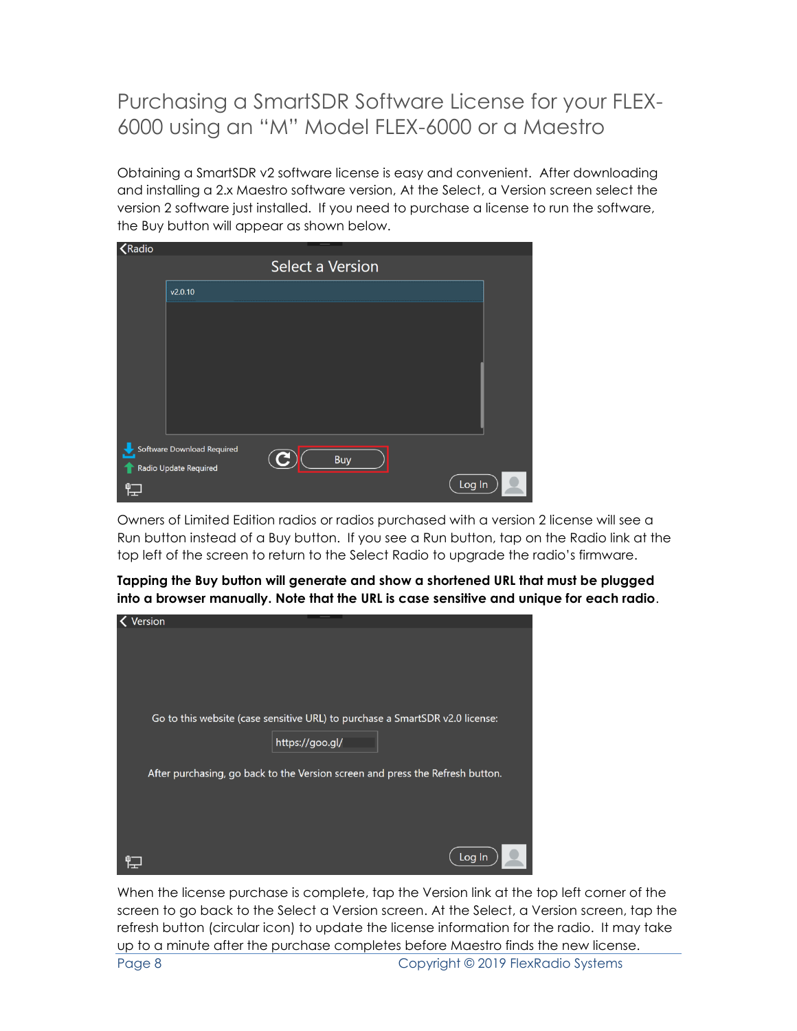## Purchasing a SmartSDR Software License for your FLEX-6000 using an "M" Model FLEX-6000 or a Maestro

Obtaining a SmartSDR v2 software license is easy and convenient. After downloading and installing a 2.x Maestro software version, At the Select, a Version screen select the version 2 software just installed. If you need to purchase a license to run the software, the Buy button will appear as shown below.

Owners of Limited Edition radios or radios purchased with a version 2 license will see a Run button instead of a Buy button. If you see a Run button, tap on the Radio link at the top left of the screen to return to the Select Radio to upgrade the radio's firmware.

**Tapping the Buy button will generate and show a shortened URL that must be plugged into a browser manually. Note that the URL is case sensitive and unique for each radio**.

When the license purchase is complete, tap the Version link at the top left corner of the screen to go back to the Select a Version screen. At the Select, a Version screen, tap the refresh button (circular icon) to update the license information for the radio. It may take up to a minute after the purchase completes before Maestro finds the new license.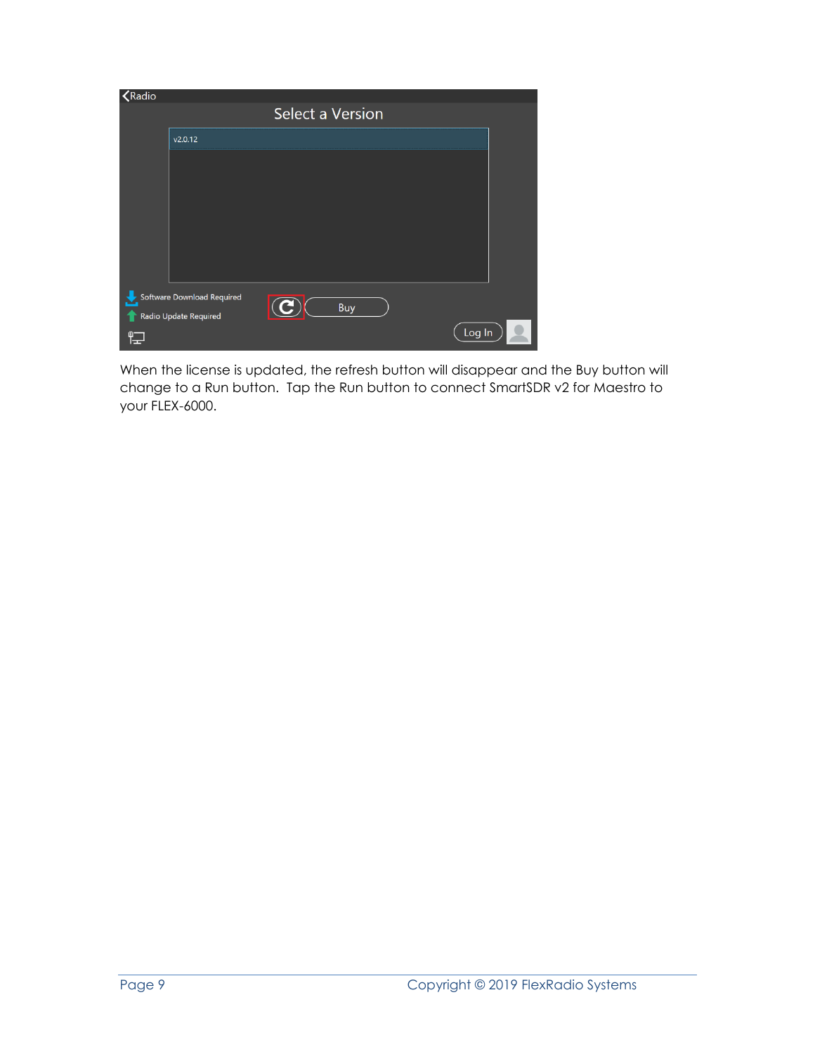When the license is updated, the refresh button will disappear and the Buy button will change to a Run button. Tap the Run button to connect SmartSDR v2 for Maestro to your FLEX-6000.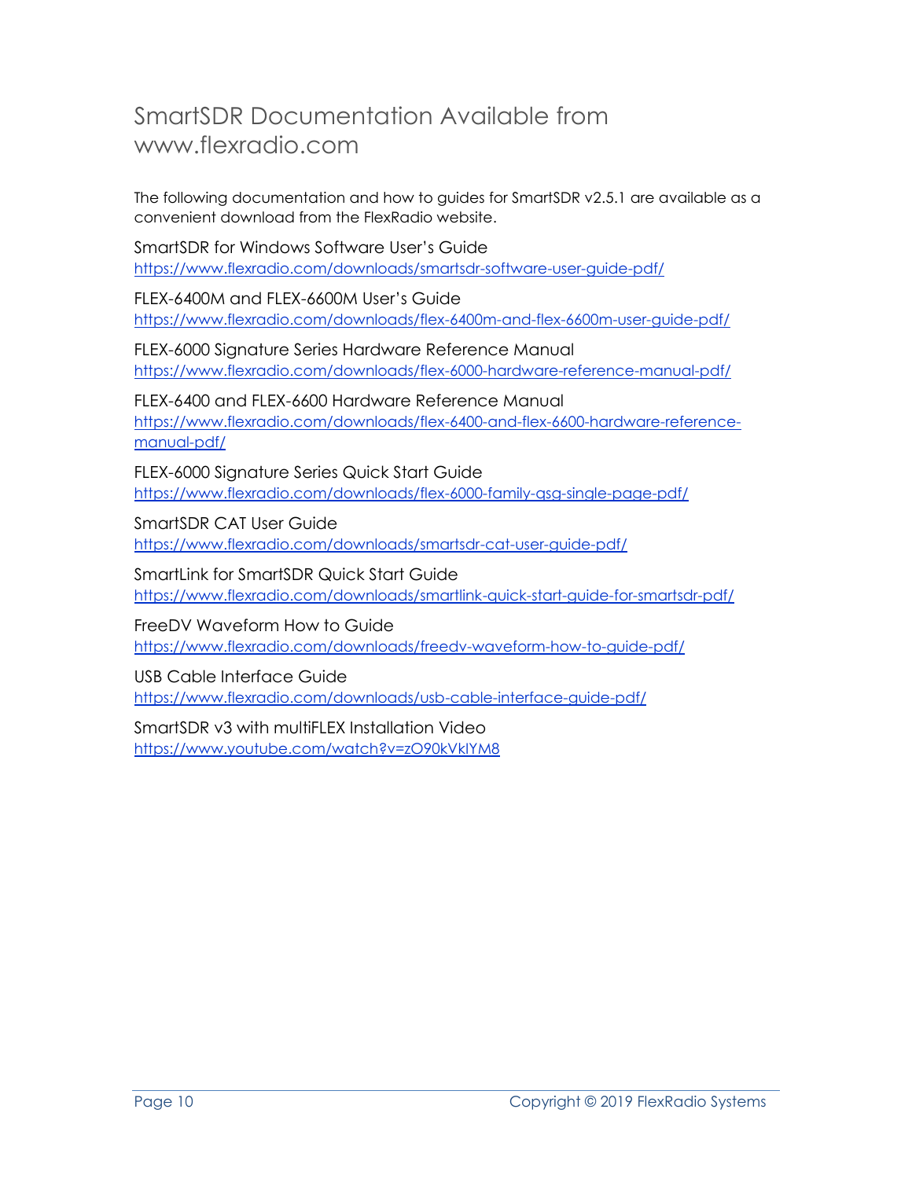# SmartSDR Documentation Available from www.flexradio.com

The following documentation and how to guides for SmartSDR v2.5.1 are available as a convenient download from the FlexRadio website.

SmartSDR for Windows Software User's Guide
https://www.flexradio.com/downloads/smartsdr-software-user-guide-pdf/

FLEX-6400M and FLEX-6600M User's Guide
https://www.flexradio.com/downloads/flex-6400m-and-flex-6600m-user-guide-pdf/

FLEX-6000 Signature Series Hardware Reference Manual
https://www.flexradio.com/downloads/flex-6000-hardware-reference-manual-pdf/

FLEX-6400 and FLEX-6600 Hardware Reference Manual
https://www.flexradio.com/downloads/flex-6400-and-flex-6600-hardware-reference-manual-pdf/

FLEX-6000 Signature Series Quick Start Guide
https://www.flexradio.com/downloads/flex-6000-family-qsg-single-page-pdf/

SmartSDR CAT User Guide
https://www.flexradio.com/downloads/smartsdr-cat-user-guide-pdf/

SmartLink for SmartSDR Quick Start Guide
https://www.flexradio.com/downloads/smartlink-quick-start-guide-for-smartsdr-pdf/

FreeDV Waveform How to Guide
https://www.flexradio.com/downloads/freedv-waveform-how-to-guide-pdf/

USB Cable Interface Guide
https://www.flexradio.com/downloads/usb-cable-interface-guide-pdf/

SmartSDR v3 with multiFLEX Installation Video
https://www.youtube.com/watch?v=zO90kVkIYM8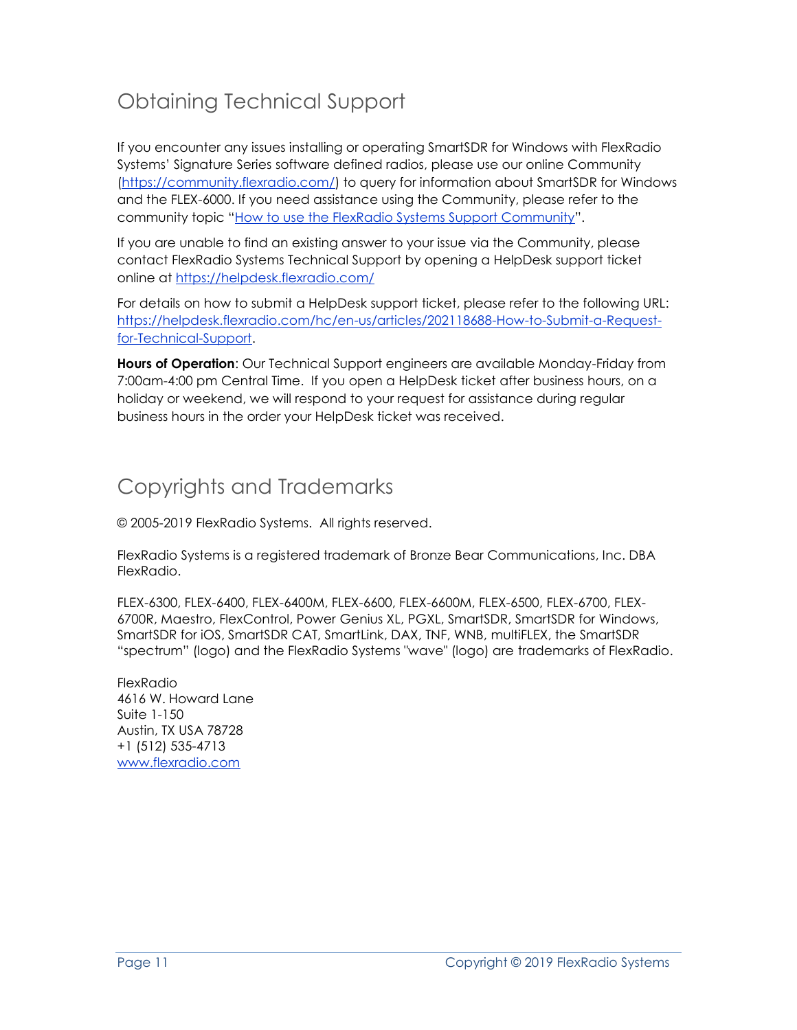# Obtaining Technical Support

If you encounter any issues installing or operating SmartSDR for Windows with FlexRadio Systems' Signature Series software defined radios, please use our online Community (https://community.flexradio.com/) to query for information about SmartSDR for Windows and the FLEX-6000. If you need assistance using the Community, please refer to the community topic "How to use the FlexRadio Systems Support Community".

If you are unable to find an existing answer to your issue via the Community, please contact FlexRadio Systems Technical Support by opening a HelpDesk support ticket online at https://helpdesk.flexradio.com/

For details on how to submit a HelpDesk support ticket, please refer to the following URL: https://helpdesk.flexradio.com/hc/en-us/articles/202118688-How-to-Submit-a-Request-for-Technical-Support.

**Hours of Operation**: Our Technical Support engineers are available Monday-Friday from 7:00am-4:00 pm Central Time. If you open a HelpDesk ticket after business hours, on a holiday or weekend, we will respond to your request for assistance during regular business hours in the order your HelpDesk ticket was received.

# Copyrights and Trademarks

© 2005-2019 FlexRadio Systems. All rights reserved.

FlexRadio Systems is a registered trademark of Bronze Bear Communications, Inc. DBA FlexRadio.

FLEX-6300, FLEX-6400, FLEX-6400M, FLEX-6600, FLEX-6600M, FLEX-6500, FLEX-6700, FLEX-6700R, Maestro, FlexControl, Power Genius XL, PGXL, SmartSDR, SmartSDR for Windows, SmartSDR for iOS, SmartSDR CAT, SmartLink, DAX, TNF, WNB, multiFLEX, the SmartSDR "spectrum" (logo) and the FlexRadio Systems "wave" (logo) are trademarks of FlexRadio.

FlexRadio
4616 W. Howard Lane
Suite 1-150
Austin, TX USA 78728
+1 (512) 535-4713
www.flexradio.com